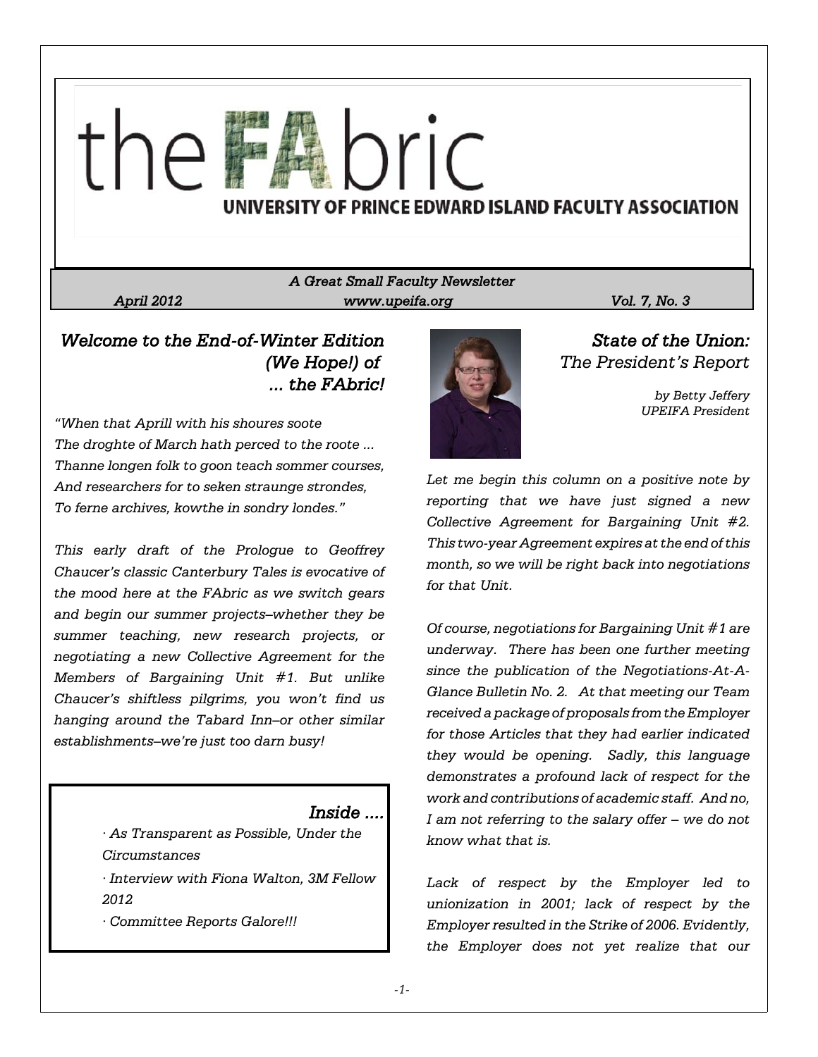# the FAbric

## UNIVERSITY OF PRINCE EDWARD ISLAND FACULTY ASSOCIATION

*A Great Small Faculty Newsletter*

*April 2012* | *www.upeifa.org* | *Vol. 7, No. 3*

## *Welcome to the End-of-Winter Edition (We Hope!) of ... the FAbric!*

*"When that Aprill with his shoures soote*
*The droghte of March hath perced to the roote ...*
*Thanne longen folk to goon teach sommer courses,*
*And researchers for to seken straunge strondes,*
*To ferne archives, kowthe in sondry londes."*

*This early draft of the Prologue to Geoffrey Chaucer's classic Canterbury Tales is evocative of the mood here at the FAbric as we switch gears and begin our summer projects–whether they be summer teaching, new research projects, or negotiating a new Collective Agreement for the Members of Bargaining Unit #1. But unlike Chaucer's shiftless pilgrims, you won't find us hanging around the Tabard Inn–or other similar establishments–we're just too darn busy!*

### *Inside ....*

- *As Transparent as Possible, Under the Circumstances*
- *Interview with Fiona Walton, 3M Fellow 2012*
- *Committee Reports Galore!!!*

## *State of the Union: The President's Report*

*by Betty Jeffery*
*UPEIFA President*

*Let me begin this column on a positive note by reporting that we have just signed a new Collective Agreement for Bargaining Unit #2. This two-year Agreement expires at the end of this month, so we will be right back into negotiations for that Unit.*

*Of course, negotiations for Bargaining Unit #1 are underway. There has been one further meeting since the publication of the Negotiations-At-A-Glance Bulletin No. 2. At that meeting our Team received a package of proposals from the Employer for those Articles that they had earlier indicated they would be opening. Sadly, this language demonstrates a profound lack of respect for the work and contributions of academic staff. And no, I am not referring to the salary offer – we do not know what that is.*

*Lack of respect by the Employer led to unionization in 2001; lack of respect by the Employer resulted in the Strike of 2006. Evidently, the Employer does not yet realize that our*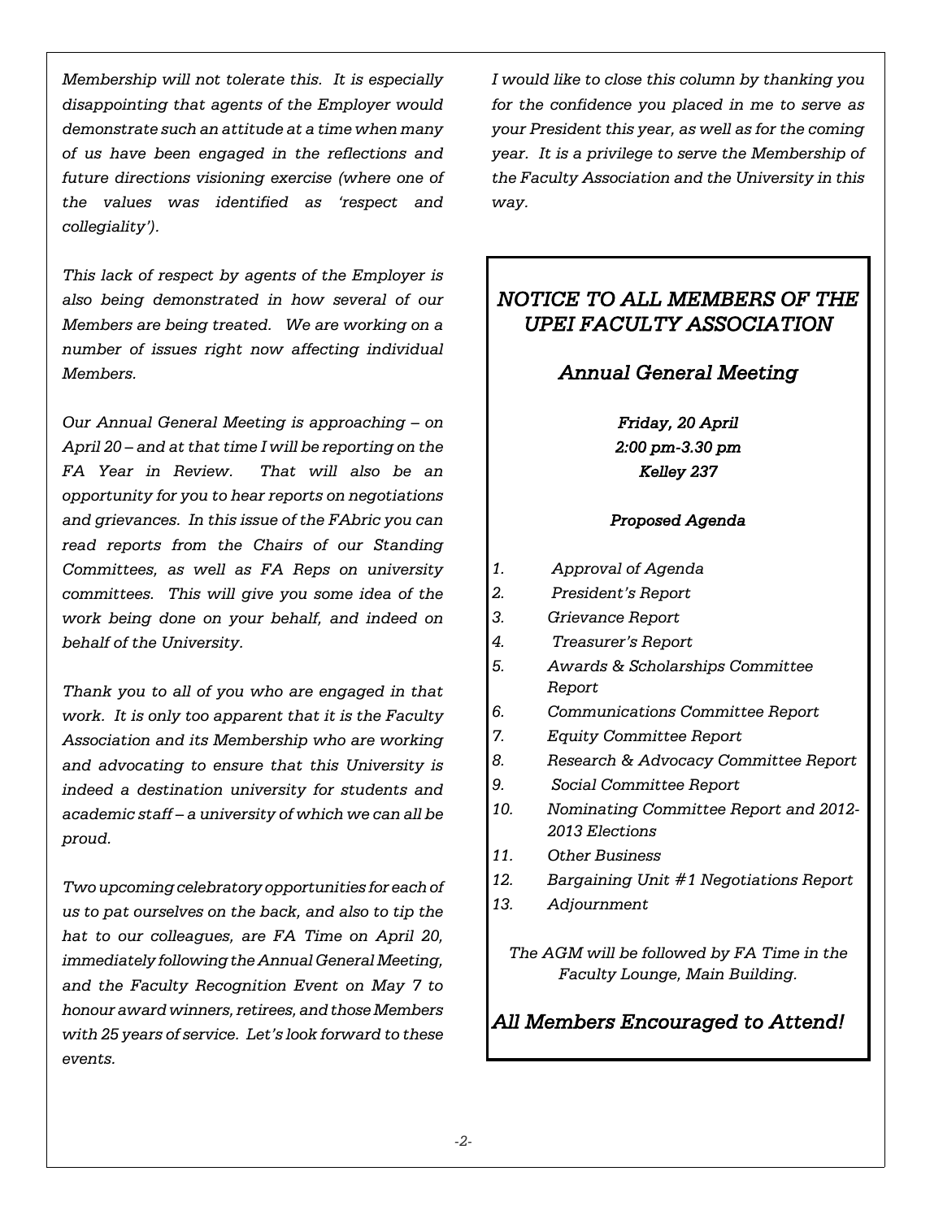*Membership will not tolerate this. It is especially disappointing that agents of the Employer would demonstrate such an attitude at a time when many of us have been engaged in the reflections and future directions visioning exercise (where one of the values was identified as 'respect and collegiality').*

*This lack of respect by agents of the Employer is also being demonstrated in how several of our Members are being treated. We are working on a number of issues right now affecting individual Members.*

*Our Annual General Meeting is approaching – on April 20 – and at that time I will be reporting on the FA Year in Review. That will also be an opportunity for you to hear reports on negotiations and grievances. In this issue of the FAbric you can read reports from the Chairs of our Standing Committees, as well as FA Reps on university committees. This will give you some idea of the work being done on your behalf, and indeed on behalf of the University.*

*Thank you to all of you who are engaged in that work. It is only too apparent that it is the Faculty Association and its Membership who are working and advocating to ensure that this University is indeed a destination university for students and academic staff – a university of which we can all be proud.*

*Two upcoming celebratory opportunities for each of us to pat ourselves on the back, and also to tip the hat to our colleagues, are FA Time on April 20, immediately following the Annual General Meeting, and the Faculty Recognition Event on May 7 to honour award winners, retirees, and those Members with 25 years of service. Let's look forward to these events.*

*I would like to close this column by thanking you for the confidence you placed in me to serve as your President this year, as well as for the coming year. It is a privilege to serve the Membership of the Faculty Association and the University in this way.*

## *NOTICE TO ALL MEMBERS OF THE UPEI FACULTY ASSOCIATION*

### *Annual General Meeting*

***Friday, 20 April***
***2:00 pm-3.30 pm***
***Kelley 237***

***Proposed Agenda***

1. *Approval of Agenda*
2. *President's Report*
3. *Grievance Report*
4. *Treasurer's Report*
5. *Awards & Scholarships Committee Report*
6. *Communications Committee Report*
7. *Equity Committee Report*
8. *Research & Advocacy Committee Report*
9. *Social Committee Report*
10. *Nominating Committee Report and 2012-2013 Elections*
11. *Other Business*
12. *Bargaining Unit #1 Negotiations Report*
13. *Adjournment*

*The AGM will be followed by FA Time in the Faculty Lounge, Main Building.*

### *All Members Encouraged to Attend!*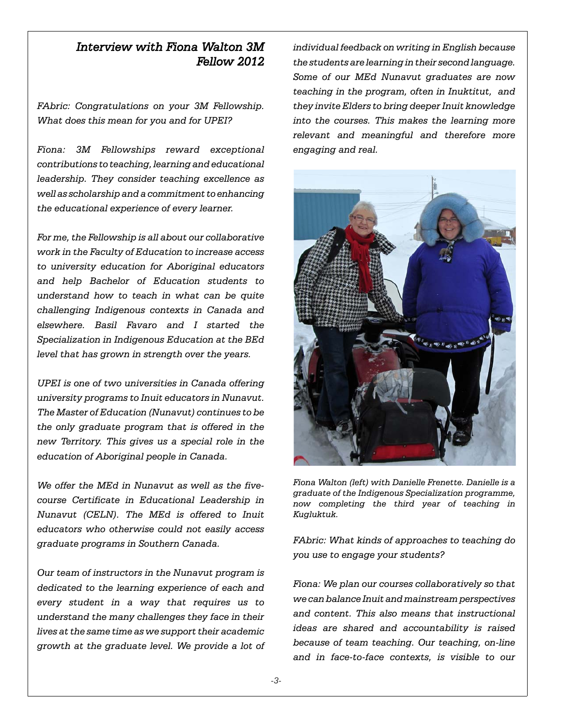## *Interview with Fiona Walton 3M Fellow 2012*

*FAbric: Congratulations on your 3M Fellowship. What does this mean for you and for UPEI?*

*Fiona: 3M Fellowships reward exceptional contributions to teaching, learning and educational leadership. They consider teaching excellence as well as scholarship and a commitment to enhancing the educational experience of every learner.*

*For me, the Fellowship is all about our collaborative work in the Faculty of Education to increase access to university education for Aboriginal educators and help Bachelor of Education students to understand how to teach in what can be quite challenging Indigenous contexts in Canada and elsewhere. Basil Favaro and I started the Specialization in Indigenous Education at the BEd level that has grown in strength over the years.*

*UPEI is one of two universities in Canada offering university programs to Inuit educators in Nunavut. The Master of Education (Nunavut) continues to be the only graduate program that is offered in the new Territory. This gives us a special role in the education of Aboriginal people in Canada.*

*We offer the MEd in Nunavut as well as the five-course Certificate in Educational Leadership in Nunavut (CELN). The MEd is offered to Inuit educators who otherwise could not easily access graduate programs in Southern Canada.*

*Our team of instructors in the Nunavut program is dedicated to the learning experience of each and every student in a way that requires us to understand the many challenges they face in their lives at the same time as we support their academic growth at the graduate level. We provide a lot of individual feedback on writing in English because the students are learning in their second language. Some of our MEd Nunavut graduates are now teaching in the program, often in Inuktitut, and they invite Elders to bring deeper Inuit knowledge into the courses. This makes the learning more relevant and meaningful and therefore more engaging and real.*

*Fiona Walton (left) with Danielle Frenette. Danielle is a graduate of the Indigenous Specialization programme, now completing the third year of teaching in Kugluktuk.*

*FAbric: What kinds of approaches to teaching do you use to engage your students?*

*Fiona: We plan our courses collaboratively so that we can balance Inuit and mainstream perspectives and content. This also means that instructional ideas are shared and accountability is raised because of team teaching. Our teaching, on-line and in face-to-face contexts, is visible to our*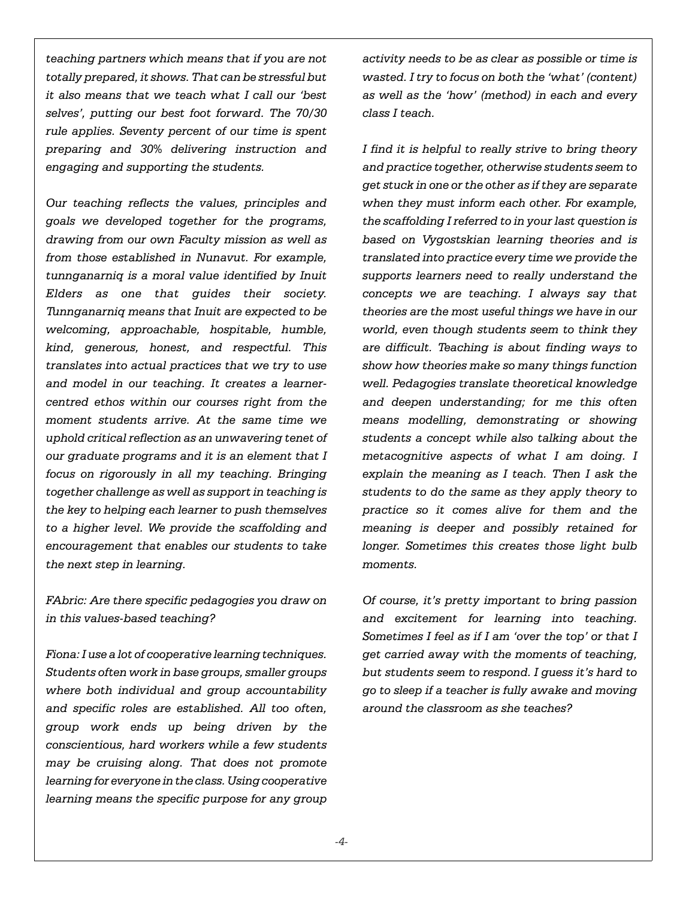*teaching partners which means that if you are not totally prepared, it shows. That can be stressful but it also means that we teach what I call our 'best selves', putting our best foot forward. The 70/30 rule applies. Seventy percent of our time is spent preparing and 30% delivering instruction and engaging and supporting the students.*

*Our teaching reflects the values, principles and goals we developed together for the programs, drawing from our own Faculty mission as well as from those established in Nunavut. For example, tunnganarniq is a moral value identified by Inuit Elders as one that guides their society. Tunnganarniq means that Inuit are expected to be welcoming, approachable, hospitable, humble, kind, generous, honest, and respectful. This translates into actual practices that we try to use and model in our teaching. It creates a learner-centred ethos within our courses right from the moment students arrive. At the same time we uphold critical reflection as an unwavering tenet of our graduate programs and it is an element that I focus on rigorously in all my teaching. Bringing together challenge as well as support in teaching is the key to helping each learner to push themselves to a higher level. We provide the scaffolding and encouragement that enables our students to take the next step in learning.*

*FAbric: Are there specific pedagogies you draw on in this values-based teaching?*

*Fiona: I use a lot of cooperative learning techniques. Students often work in base groups, smaller groups where both individual and group accountability and specific roles are established. All too often, group work ends up being driven by the conscientious, hard workers while a few students may be cruising along. That does not promote learning for everyone in the class. Using cooperative learning means the specific purpose for any group activity needs to be as clear as possible or time is wasted. I try to focus on both the 'what' (content) as well as the 'how' (method) in each and every class I teach.*

*I find it is helpful to really strive to bring theory and practice together, otherwise students seem to get stuck in one or the other as if they are separate when they must inform each other. For example, the scaffolding I referred to in your last question is based on Vygostskian learning theories and is translated into practice every time we provide the supports learners need to really understand the concepts we are teaching. I always say that theories are the most useful things we have in our world, even though students seem to think they are difficult. Teaching is about finding ways to show how theories make so many things function well. Pedagogies translate theoretical knowledge and deepen understanding; for me this often means modelling, demonstrating or showing students a concept while also talking about the metacognitive aspects of what I am doing. I explain the meaning as I teach. Then I ask the students to do the same as they apply theory to practice so it comes alive for them and the meaning is deeper and possibly retained for longer. Sometimes this creates those light bulb moments.*

*Of course, it's pretty important to bring passion and excitement for learning into teaching. Sometimes I feel as if I am 'over the top' or that I get carried away with the moments of teaching, but students seem to respond. I guess it's hard to go to sleep if a teacher is fully awake and moving around the classroom as she teaches?*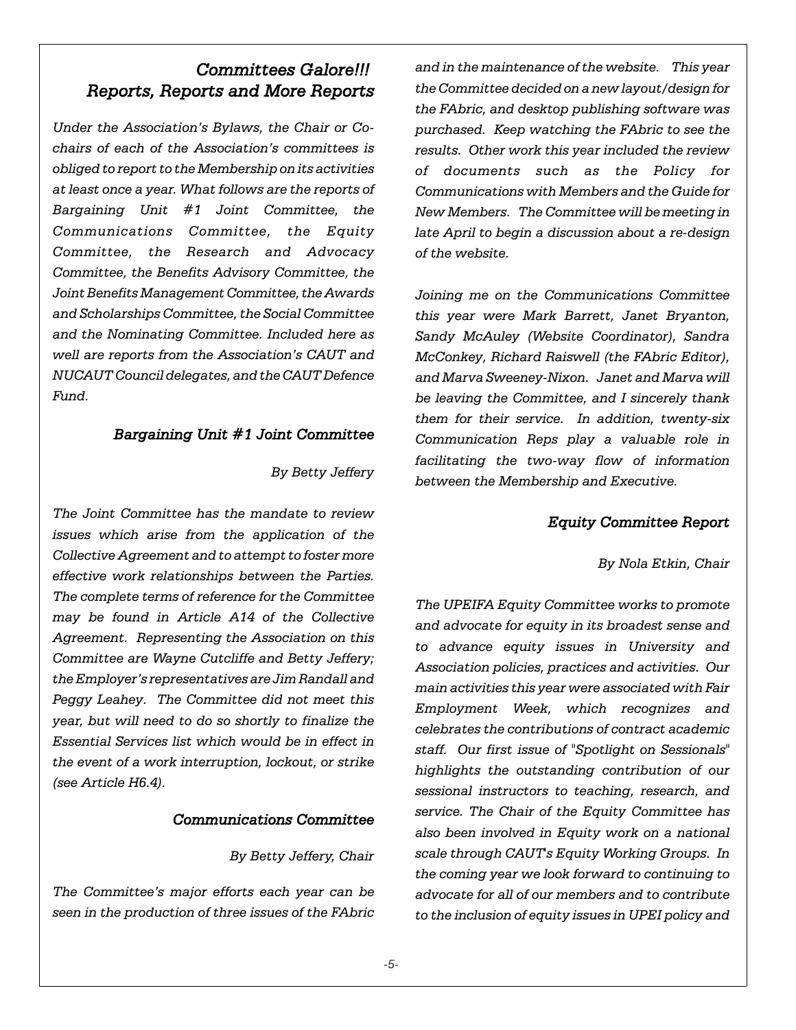## *Committees Galore!!!*
## *Reports, Reports and More Reports*

*Under the Association's Bylaws, the Chair or Co-chairs of each of the Association's committees is obliged to report to the Membership on its activities at least once a year. What follows are the reports of Bargaining Unit #1 Joint Committee, the Communications Committee, the Equity Committee, the Research and Advocacy Committee, the Benefits Advisory Committee, the Joint Benefits Management Committee, the Awards and Scholarships Committee, the Social Committee and the Nominating Committee. Included here as well are reports from the Association's CAUT and NUCAUT Council delegates, and the CAUT Defence Fund.*

### *Bargaining Unit #1 Joint Committee*

*By Betty Jeffery*

*The Joint Committee has the mandate to review issues which arise from the application of the Collective Agreement and to attempt to foster more effective work relationships between the Parties. The complete terms of reference for the Committee may be found in Article A14 of the Collective Agreement. Representing the Association on this Committee are Wayne Cutcliffe and Betty Jeffery; the Employer's representatives are Jim Randall and Peggy Leahey. The Committee did not meet this year, but will need to do so shortly to finalize the Essential Services list which would be in effect in the event of a work interruption, lockout, or strike (see Article H6.4).*

### *Communications Committee*

*By Betty Jeffery, Chair*

*The Committee's major efforts each year can be seen in the production of three issues of the FAbric and in the maintenance of the website. This year the Committee decided on a new layout/design for the FAbric, and desktop publishing software was purchased. Keep watching the FAbric to see the results. Other work this year included the review of documents such as the Policy for Communications with Members and the Guide for New Members. The Committee will be meeting in late April to begin a discussion about a re-design of the website.*

*Joining me on the Communications Committee this year were Mark Barrett, Janet Bryanton, Sandy McAuley (Website Coordinator), Sandra McConkey, Richard Raiswell (the FAbric Editor), and Marva Sweeney-Nixon. Janet and Marva will be leaving the Committee, and I sincerely thank them for their service. In addition, twenty-six Communication Reps play a valuable role in facilitating the two-way flow of information between the Membership and Executive.*

### *Equity Committee Report*

*By Nola Etkin, Chair*

*The UPEIFA Equity Committee works to promote and advocate for equity in its broadest sense and to advance equity issues in University and Association policies, practices and activities. Our main activities this year were associated with Fair Employment Week, which recognizes and celebrates the contributions of contract academic staff. Our first issue of "Spotlight on Sessionals" highlights the outstanding contribution of our sessional instructors to teaching, research, and service. The Chair of the Equity Committee has also been involved in Equity work on a national scale through CAUT's Equity Working Groups. In the coming year we look forward to continuing to advocate for all of our members and to contribute to the inclusion of equity issues in UPEI policy and*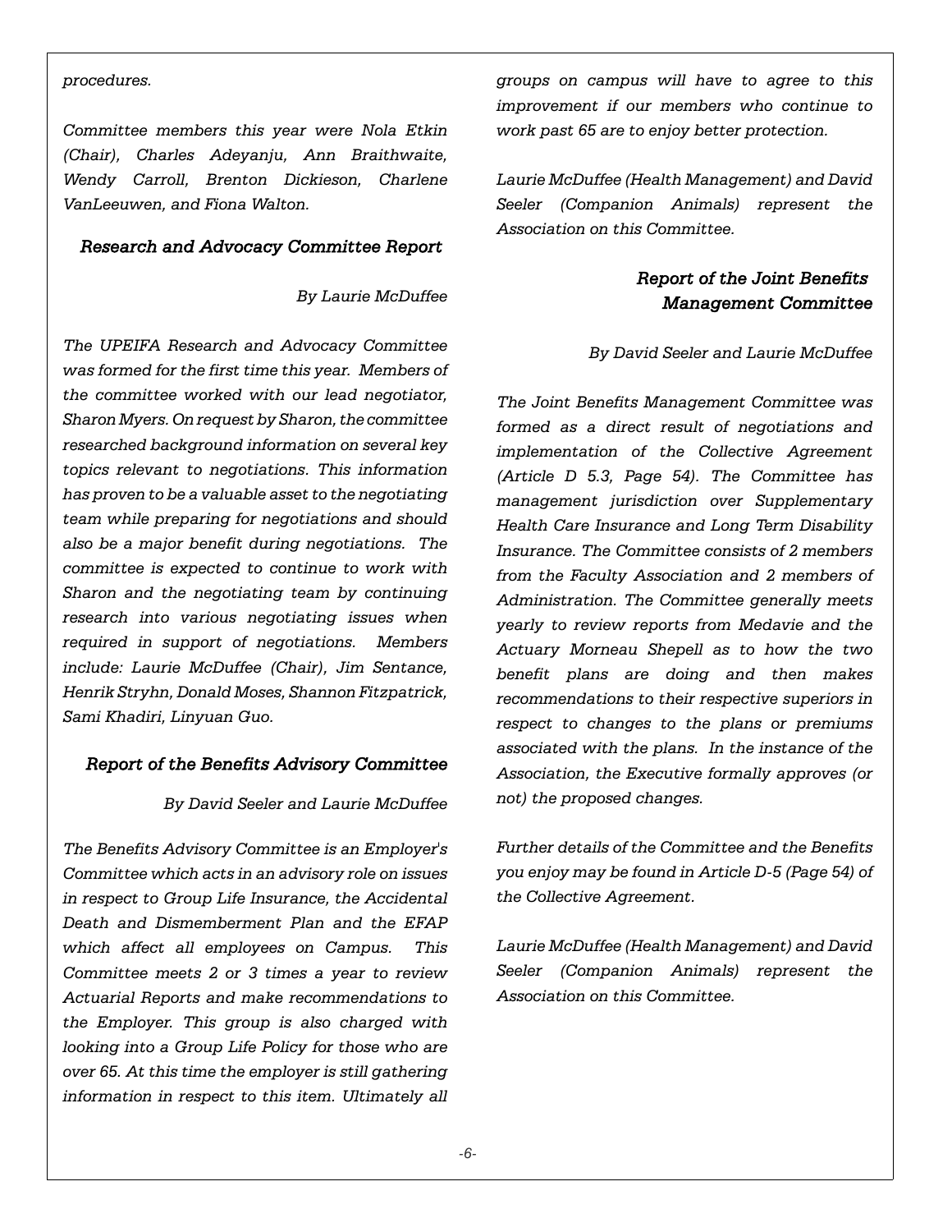*procedures.*

*Committee members this year were Nola Etkin (Chair), Charles Adeyanju, Ann Braithwaite, Wendy Carroll, Brenton Dickieson, Charlene VanLeeuwen, and Fiona Walton.*

### *Research and Advocacy Committee Report*

*By Laurie McDuffee*

*The UPEIFA Research and Advocacy Committee was formed for the first time this year. Members of the committee worked with our lead negotiator, Sharon Myers. On request by Sharon, the committee researched background information on several key topics relevant to negotiations. This information has proven to be a valuable asset to the negotiating team while preparing for negotiations and should also be a major benefit during negotiations. The committee is expected to continue to work with Sharon and the negotiating team by continuing research into various negotiating issues when required in support of negotiations. Members include: Laurie McDuffee (Chair), Jim Sentance, Henrik Stryhn, Donald Moses, Shannon Fitzpatrick, Sami Khadiri, Linyuan Guo.*

### *Report of the Benefits Advisory Committee*

*By David Seeler and Laurie McDuffee*

*The Benefits Advisory Committee is an Employer's Committee which acts in an advisory role on issues in respect to Group Life Insurance, the Accidental Death and Dismemberment Plan and the EFAP which affect all employees on Campus. This Committee meets 2 or 3 times a year to review Actuarial Reports and make recommendations to the Employer. This group is also charged with looking into a Group Life Policy for those who are over 65. At this time the employer is still gathering information in respect to this item. Ultimately all groups on campus will have to agree to this improvement if our members who continue to work past 65 are to enjoy better protection.*

*Laurie McDuffee (Health Management) and David Seeler (Companion Animals) represent the Association on this Committee.*

### *Report of the Joint Benefits Management Committee*

*By David Seeler and Laurie McDuffee*

*The Joint Benefits Management Committee was formed as a direct result of negotiations and implementation of the Collective Agreement (Article D 5.3, Page 54). The Committee has management jurisdiction over Supplementary Health Care Insurance and Long Term Disability Insurance. The Committee consists of 2 members from the Faculty Association and 2 members of Administration. The Committee generally meets yearly to review reports from Medavie and the Actuary Morneau Shepell as to how the two benefit plans are doing and then makes recommendations to their respective superiors in respect to changes to the plans or premiums associated with the plans. In the instance of the Association, the Executive formally approves (or not) the proposed changes.*

*Further details of the Committee and the Benefits you enjoy may be found in Article D-5 (Page 54) of the Collective Agreement.*

*Laurie McDuffee (Health Management) and David Seeler (Companion Animals) represent the Association on this Committee.*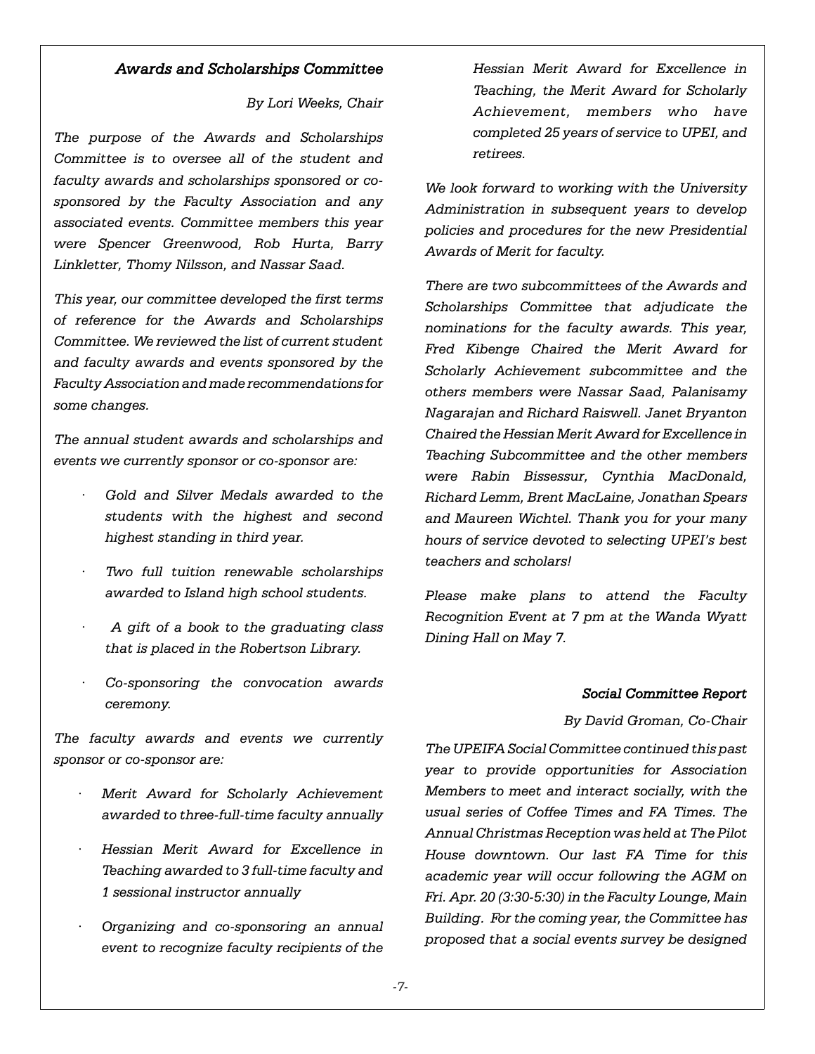### *Awards and Scholarships Committee*

*By Lori Weeks, Chair*

*The purpose of the Awards and Scholarships Committee is to oversee all of the student and faculty awards and scholarships sponsored or co-sponsored by the Faculty Association and any associated events. Committee members this year were Spencer Greenwood, Rob Hurta, Barry Linkletter, Thomy Nilsson, and Nassar Saad.*

*This year, our committee developed the first terms of reference for the Awards and Scholarships Committee. We reviewed the list of current student and faculty awards and events sponsored by the Faculty Association and made recommendations for some changes.*

*The annual student awards and scholarships and events we currently sponsor or co-sponsor are:*

- *Gold and Silver Medals awarded to the students with the highest and second highest standing in third year.*
- *Two full tuition renewable scholarships awarded to Island high school students.*
- *A gift of a book to the graduating class that is placed in the Robertson Library.*
- *Co-sponsoring the convocation awards ceremony.*

*The faculty awards and events we currently sponsor or co-sponsor are:*

- *Merit Award for Scholarly Achievement awarded to three-full-time faculty annually*
- *Hessian Merit Award for Excellence in Teaching awarded to 3 full-time faculty and 1 sessional instructor annually*
- *Organizing and co-sponsoring an annual event to recognize faculty recipients of the Hessian Merit Award for Excellence in Teaching, the Merit Award for Scholarly Achievement, members who have completed 25 years of service to UPEI, and retirees.*

*We look forward to working with the University Administration in subsequent years to develop policies and procedures for the new Presidential Awards of Merit for faculty.*

*There are two subcommittees of the Awards and Scholarships Committee that adjudicate the nominations for the faculty awards. This year, Fred Kibenge Chaired the Merit Award for Scholarly Achievement subcommittee and the others members were Nassar Saad, Palanisamy Nagarajan and Richard Raiswell. Janet Bryanton Chaired the Hessian Merit Award for Excellence in Teaching Subcommittee and the other members were Rabin Bissessur, Cynthia MacDonald, Richard Lemm, Brent MacLaine, Jonathan Spears and Maureen Wichtel. Thank you for your many hours of service devoted to selecting UPEI's best teachers and scholars!*

*Please make plans to attend the Faculty Recognition Event at 7 pm at the Wanda Wyatt Dining Hall on May 7.*

### *Social Committee Report*

*By David Groman, Co-Chair*

*The UPEIFA Social Committee continued this past year to provide opportunities for Association Members to meet and interact socially, with the usual series of Coffee Times and FA Times. The Annual Christmas Reception was held at The Pilot House downtown. Our last FA Time for this academic year will occur following the AGM on Fri. Apr. 20 (3:30-5:30) in the Faculty Lounge, Main Building. For the coming year, the Committee has proposed that a social events survey be designed*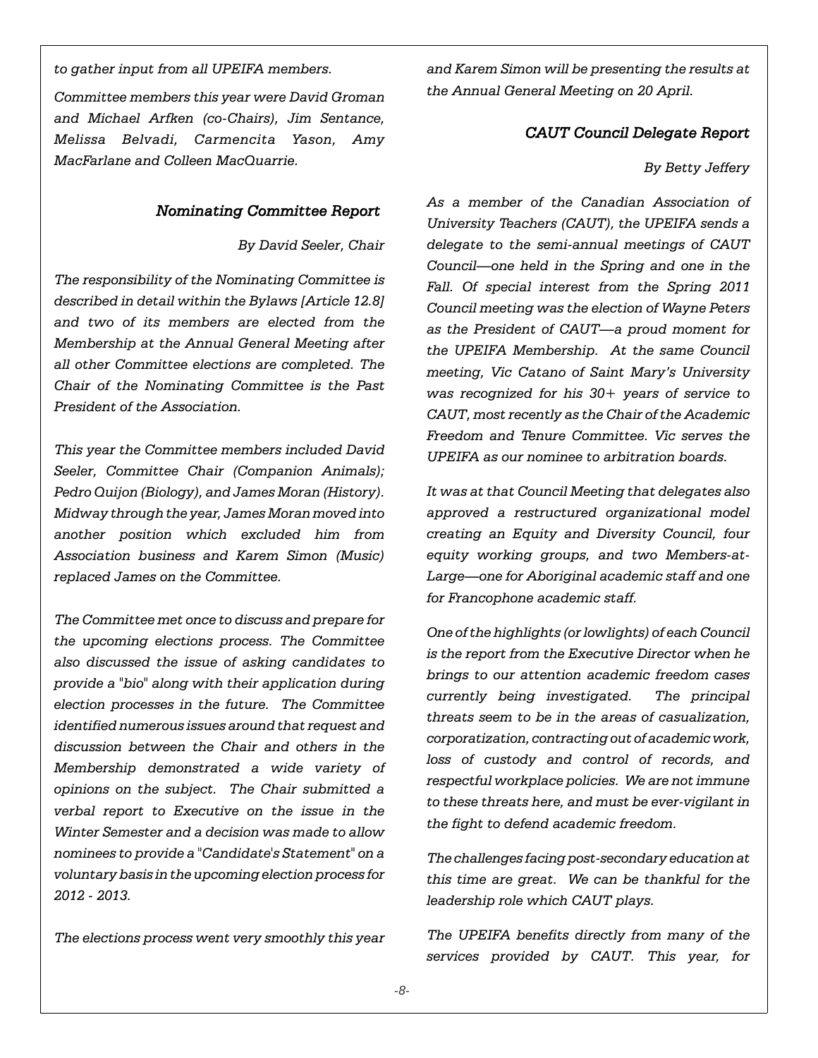*to gather input from all UPEIFA members.*

*Committee members this year were David Groman and Michael Arfken (co-Chairs), Jim Sentance, Melissa Belvadi, Carmencita Yason, Amy MacFarlane and Colleen MacQuarrie.*

### *Nominating Committee Report*

*By David Seeler, Chair*

*The responsibility of the Nominating Committee is described in detail within the Bylaws [Article 12.8] and two of its members are elected from the Membership at the Annual General Meeting after all other Committee elections are completed. The Chair of the Nominating Committee is the Past President of the Association.*

*This year the Committee members included David Seeler, Committee Chair (Companion Animals); Pedro Quijon (Biology), and James Moran (History). Midway through the year, James Moran moved into another position which excluded him from Association business and Karem Simon (Music) replaced James on the Committee.*

*The Committee met once to discuss and prepare for the upcoming elections process. The Committee also discussed the issue of asking candidates to provide a "bio" along with their application during election processes in the future. The Committee identified numerous issues around that request and discussion between the Chair and others in the Membership demonstrated a wide variety of opinions on the subject. The Chair submitted a verbal report to Executive on the issue in the Winter Semester and a decision was made to allow nominees to provide a "Candidate's Statement" on a voluntary basis in the upcoming election process for 2012 - 2013.*

*The elections process went very smoothly this year and Karem Simon will be presenting the results at the Annual General Meeting on 20 April.*

### *CAUT Council Delegate Report*

*By Betty Jeffery*

*As a member of the Canadian Association of University Teachers (CAUT), the UPEIFA sends a delegate to the semi-annual meetings of CAUT Council—one held in the Spring and one in the Fall. Of special interest from the Spring 2011 Council meeting was the election of Wayne Peters as the President of CAUT—a proud moment for the UPEIFA Membership. At the same Council meeting, Vic Catano of Saint Mary's University was recognized for his 30+ years of service to CAUT, most recently as the Chair of the Academic Freedom and Tenure Committee. Vic serves the UPEIFA as our nominee to arbitration boards.*

*It was at that Council Meeting that delegates also approved a restructured organizational model creating an Equity and Diversity Council, four equity working groups, and two Members-at-Large—one for Aboriginal academic staff and one for Francophone academic staff.*

*One of the highlights (or lowlights) of each Council is the report from the Executive Director when he brings to our attention academic freedom cases currently being investigated. The principal threats seem to be in the areas of casualization, corporatization, contracting out of academic work, loss of custody and control of records, and respectful workplace policies. We are not immune to these threats here, and must be ever-vigilant in the fight to defend academic freedom.*

*The challenges facing post-secondary education at this time are great. We can be thankful for the leadership role which CAUT plays.*

*The UPEIFA benefits directly from many of the services provided by CAUT. This year, for*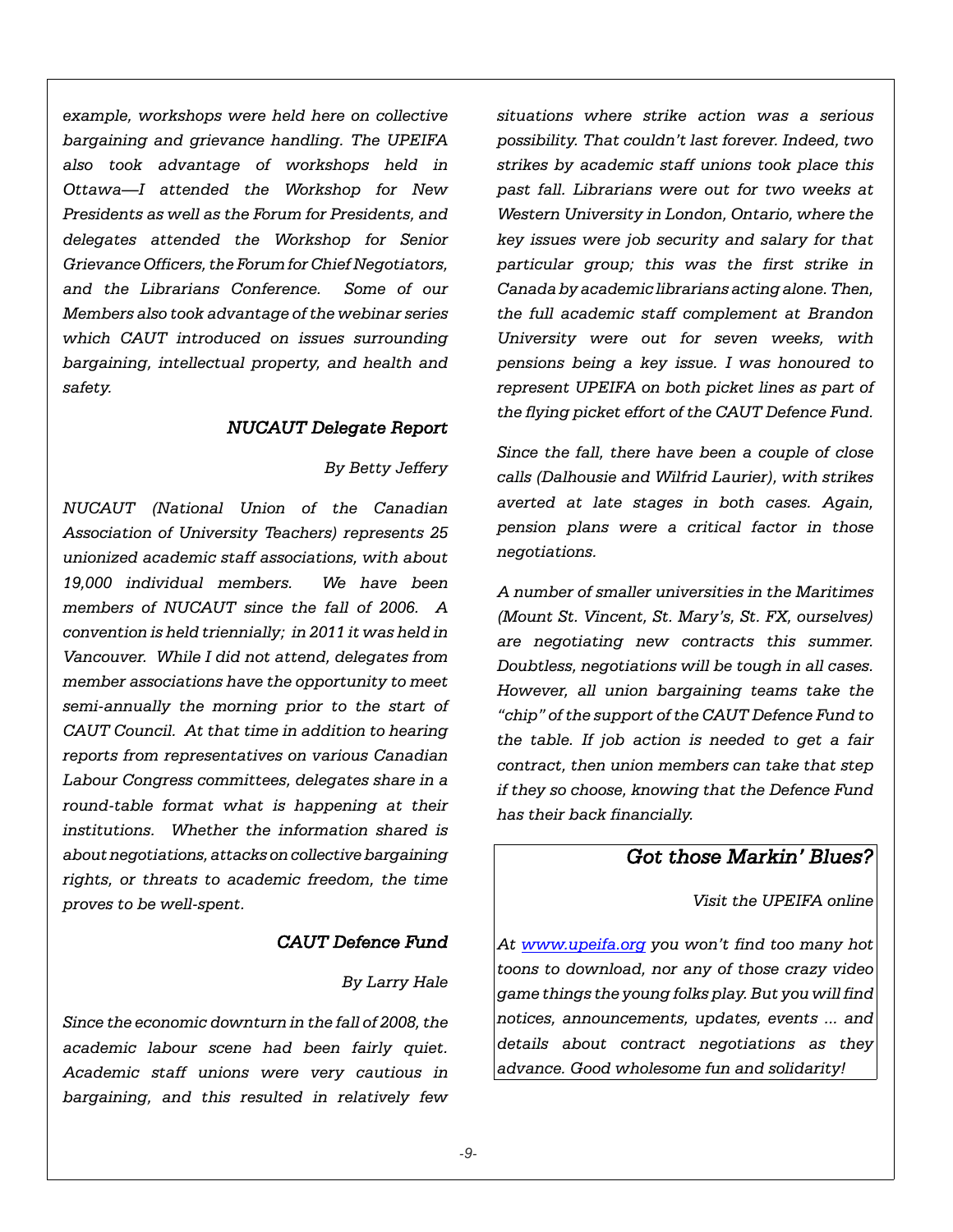*example, workshops were held here on collective bargaining and grievance handling. The UPEIFA also took advantage of workshops held in Ottawa—I attended the Workshop for New Presidents as well as the Forum for Presidents, and delegates attended the Workshop for Senior Grievance Officers, the Forum for Chief Negotiators, and the Librarians Conference. Some of our Members also took advantage of the webinar series which CAUT introduced on issues surrounding bargaining, intellectual property, and health and safety.*

### *NUCAUT Delegate Report*

*By Betty Jeffery*

*NUCAUT (National Union of the Canadian Association of University Teachers) represents 25 unionized academic staff associations, with about 19,000 individual members. We have been members of NUCAUT since the fall of 2006. A convention is held triennially; in 2011 it was held in Vancouver. While I did not attend, delegates from member associations have the opportunity to meet semi-annually the morning prior to the start of CAUT Council. At that time in addition to hearing reports from representatives on various Canadian Labour Congress committees, delegates share in a round-table format what is happening at their institutions. Whether the information shared is about negotiations, attacks on collective bargaining rights, or threats to academic freedom, the time proves to be well-spent.*

### *CAUT Defence Fund*

*By Larry Hale*

*Since the economic downturn in the fall of 2008, the academic labour scene had been fairly quiet. Academic staff unions were very cautious in bargaining, and this resulted in relatively few situations where strike action was a serious possibility. That couldn't last forever. Indeed, two strikes by academic staff unions took place this past fall. Librarians were out for two weeks at Western University in London, Ontario, where the key issues were job security and salary for that particular group; this was the first strike in Canada by academic librarians acting alone. Then, the full academic staff complement at Brandon University were out for seven weeks, with pensions being a key issue. I was honoured to represent UPEIFA on both picket lines as part of the flying picket effort of the CAUT Defence Fund.*

*Since the fall, there have been a couple of close calls (Dalhousie and Wilfrid Laurier), with strikes averted at late stages in both cases. Again, pension plans were a critical factor in those negotiations.*

*A number of smaller universities in the Maritimes (Mount St. Vincent, St. Mary's, St. FX, ourselves) are negotiating new contracts this summer. Doubtless, negotiations will be tough in all cases. However, all union bargaining teams take the "chip" of the support of the CAUT Defence Fund to the table. If job action is needed to get a fair contract, then union members can take that step if they so choose, knowing that the Defence Fund has their back financially.*

### *Got those Markin' Blues?*

*Visit the UPEIFA online*

*At www.upeifa.org you won't find too many hot toons to download, nor any of those crazy video game things the young folks play. But you will find notices, announcements, updates, events ... and details about contract negotiations as they advance. Good wholesome fun and solidarity!*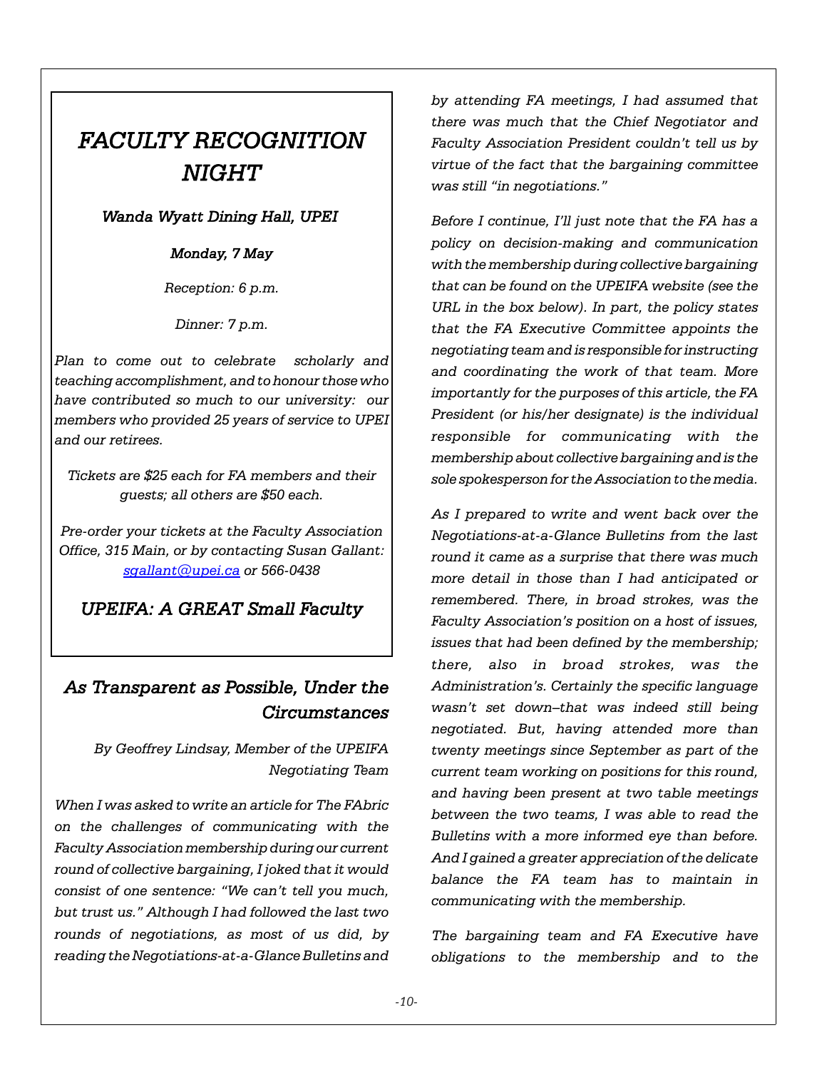# *FACULTY RECOGNITION NIGHT*

***Wanda Wyatt Dining Hall, UPEI***

***Monday, 7 May***

*Reception: 6 p.m.*

*Dinner: 7 p.m.*

*Plan to come out to celebrate scholarly and teaching accomplishment, and to honour those who have contributed so much to our university: our members who provided 25 years of service to UPEI and our retirees.*

*Tickets are $25 each for FA members and their guests; all others are $50 each.*

*Pre-order your tickets at the Faculty Association Office, 315 Main, or by contacting Susan Gallant: sgallant@upei.ca or 566-0438*

## *UPEIFA: A GREAT Small Faculty*

## *As Transparent as Possible, Under the Circumstances*

*By Geoffrey Lindsay, Member of the UPEIFA Negotiating Team*

*When I was asked to write an article for The FAbric on the challenges of communicating with the Faculty Association membership during our current round of collective bargaining, I joked that it would consist of one sentence: "We can't tell you much, but trust us." Although I had followed the last two rounds of negotiations, as most of us did, by reading the Negotiations-at-a-Glance Bulletins and by attending FA meetings, I had assumed that there was much that the Chief Negotiator and Faculty Association President couldn't tell us by virtue of the fact that the bargaining committee was still "in negotiations."*

*Before I continue, I'll just note that the FA has a policy on decision-making and communication with the membership during collective bargaining that can be found on the UPEIFA website (see the URL in the box below). In part, the policy states that the FA Executive Committee appoints the negotiating team and is responsible for instructing and coordinating the work of that team. More importantly for the purposes of this article, the FA President (or his/her designate) is the individual responsible for communicating with the membership about collective bargaining and is the sole spokesperson for the Association to the media.*

*As I prepared to write and went back over the Negotiations-at-a-Glance Bulletins from the last round it came as a surprise that there was much more detail in those than I had anticipated or remembered. There, in broad strokes, was the Faculty Association's position on a host of issues, issues that had been defined by the membership; there, also in broad strokes, was the Administration's. Certainly the specific language wasn't set down–that was indeed still being negotiated. But, having attended more than twenty meetings since September as part of the current team working on positions for this round, and having been present at two table meetings between the two teams, I was able to read the Bulletins with a more informed eye than before. And I gained a greater appreciation of the delicate balance the FA team has to maintain in communicating with the membership.*

*The bargaining team and FA Executive have obligations to the membership and to the*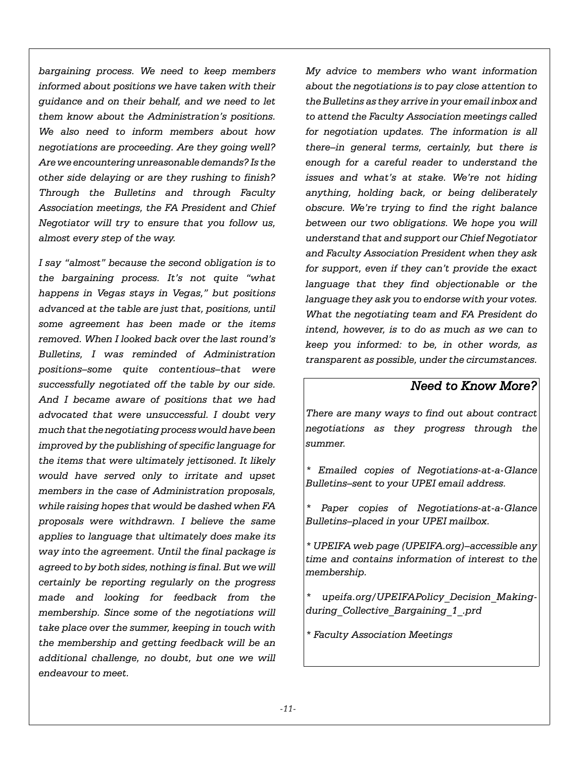*bargaining process. We need to keep members informed about positions we have taken with their guidance and on their behalf, and we need to let them know about the Administration's positions. We also need to inform members about how negotiations are proceeding. Are they going well? Are we encountering unreasonable demands? Is the other side delaying or are they rushing to finish? Through the Bulletins and through Faculty Association meetings, the FA President and Chief Negotiator will try to ensure that you follow us, almost every step of the way.*

*I say "almost" because the second obligation is to the bargaining process. It's not quite "what happens in Vegas stays in Vegas," but positions advanced at the table are just that, positions, until some agreement has been made or the items removed. When I looked back over the last round's Bulletins, I was reminded of Administration positions–some quite contentious–that were successfully negotiated off the table by our side. And I became aware of positions that we had advocated that were unsuccessful. I doubt very much that the negotiating process would have been improved by the publishing of specific language for the items that were ultimately jettisoned. It likely would have served only to irritate and upset members in the case of Administration proposals, while raising hopes that would be dashed when FA proposals were withdrawn. I believe the same applies to language that ultimately does make its way into the agreement. Until the final package is agreed to by both sides, nothing is final. But we will certainly be reporting regularly on the progress made and looking for feedback from the membership. Since some of the negotiations will take place over the summer, keeping in touch with the membership and getting feedback will be an additional challenge, no doubt, but one we will endeavour to meet.*

*My advice to members who want information about the negotiations is to pay close attention to the Bulletins as they arrive in your email inbox and to attend the Faculty Association meetings called for negotiation updates. The information is all there–in general terms, certainly, but there is enough for a careful reader to understand the issues and what's at stake. We're not hiding anything, holding back, or being deliberately obscure. We're trying to find the right balance between our two obligations. We hope you will understand that and support our Chief Negotiator and Faculty Association President when they ask for support, even if they can't provide the exact language that they find objectionable or the language they ask you to endorse with your votes. What the negotiating team and FA President do intend, however, is to do as much as we can to keep you informed: to be, in other words, as transparent as possible, under the circumstances.*

## *Need to Know More?*

*There are many ways to find out about contract negotiations as they progress through the summer.*

*\* Emailed copies of Negotiations-at-a-Glance Bulletins–sent to your UPEI email address.*

*\* Paper copies of Negotiations-at-a-Glance Bulletins–placed in your UPEI mailbox.*

*\* UPEIFA web page (UPEIFA.org)–accessible any time and contains information of interest to the membership.*

*\* upeifa.org/UPEIFAPolicy_Decision_Making-during_Collective_Bargaining_1_.prd*

*\* Faculty Association Meetings*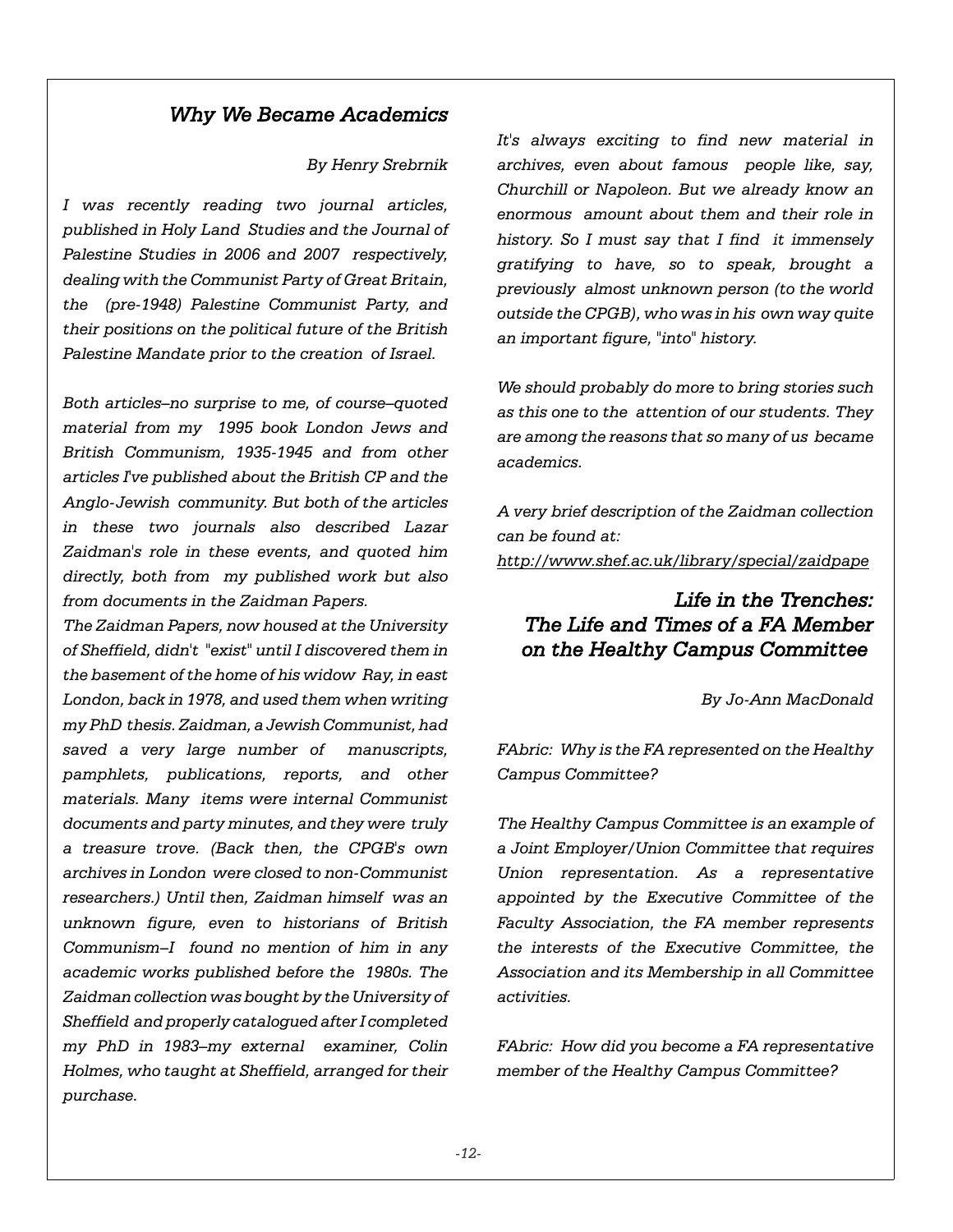## *Why We Became Academics*

*By Henry Srebrnik*

*I was recently reading two journal articles, published in Holy Land Studies and the Journal of Palestine Studies in 2006 and 2007 respectively, dealing with the Communist Party of Great Britain, the (pre-1948) Palestine Communist Party, and their positions on the political future of the British Palestine Mandate prior to the creation of Israel.*

*Both articles–no surprise to me, of course–quoted material from my 1995 book London Jews and British Communism, 1935-1945 and from other articles I've published about the British CP and the Anglo-Jewish community. But both of the articles in these two journals also described Lazar Zaidman's role in these events, and quoted him directly, both from my published work but also from documents in the Zaidman Papers.*

*The Zaidman Papers, now housed at the University of Sheffield, didn't "exist" until I discovered them in the basement of the home of his widow Ray, in east London, back in 1978, and used them when writing my PhD thesis. Zaidman, a Jewish Communist, had saved a very large number of manuscripts, pamphlets, publications, reports, and other materials. Many items were internal Communist documents and party minutes, and they were truly a treasure trove. (Back then, the CPGB's own archives in London were closed to non-Communist researchers.) Until then, Zaidman himself was an unknown figure, even to historians of British Communism–I found no mention of him in any academic works published before the 1980s. The Zaidman collection was bought by the University of Sheffield and properly catalogued after I completed my PhD in 1983–my external examiner, Colin Holmes, who taught at Sheffield, arranged for their purchase.*

*It's always exciting to find new material in archives, even about famous people like, say, Churchill or Napoleon. But we already know an enormous amount about them and their role in history. So I must say that I find it immensely gratifying to have, so to speak, brought a previously almost unknown person (to the world outside the CPGB), who was in his own way quite an important figure, "into" history.*

*We should probably do more to bring stories such as this one to the attention of our students. They are among the reasons that so many of us became academics.*

*A very brief description of the Zaidman collection can be found at:*
*http://www.shef.ac.uk/library/special/zaidpape*

## *Life in the Trenches: The Life and Times of a FA Member on the Healthy Campus Committee*

*By Jo-Ann MacDonald*

*FAbric: Why is the FA represented on the Healthy Campus Committee?*

*The Healthy Campus Committee is an example of a Joint Employer/Union Committee that requires Union representation. As a representative appointed by the Executive Committee of the Faculty Association, the FA member represents the interests of the Executive Committee, the Association and its Membership in all Committee activities.*

*FAbric: How did you become a FA representative member of the Healthy Campus Committee?*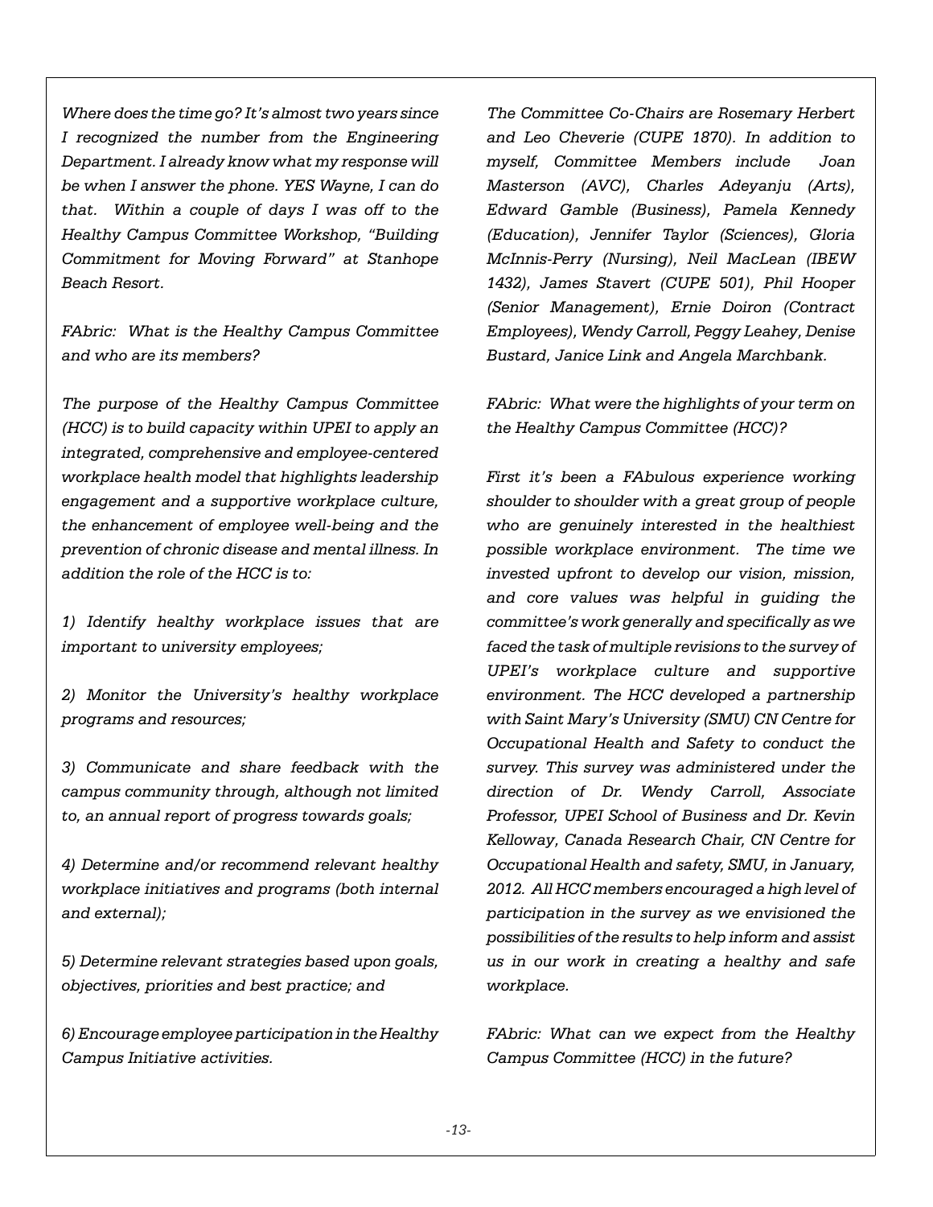*Where does the time go? It's almost two years since I recognized the number from the Engineering Department. I already know what my response will be when I answer the phone. YES Wayne, I can do that. Within a couple of days I was off to the Healthy Campus Committee Workshop, "Building Commitment for Moving Forward" at Stanhope Beach Resort.*

*FAbric: What is the Healthy Campus Committee and who are its members?*

*The purpose of the Healthy Campus Committee (HCC) is to build capacity within UPEI to apply an integrated, comprehensive and employee-centered workplace health model that highlights leadership engagement and a supportive workplace culture, the enhancement of employee well-being and the prevention of chronic disease and mental illness. In addition the role of the HCC is to:*

*1) Identify healthy workplace issues that are important to university employees;*

*2) Monitor the University's healthy workplace programs and resources;*

*3) Communicate and share feedback with the campus community through, although not limited to, an annual report of progress towards goals;*

*4) Determine and/or recommend relevant healthy workplace initiatives and programs (both internal and external);*

*5) Determine relevant strategies based upon goals, objectives, priorities and best practice; and*

*6) Encourage employee participation in the Healthy Campus Initiative activities.*

*The Committee Co-Chairs are Rosemary Herbert and Leo Cheverie (CUPE 1870). In addition to myself, Committee Members include Joan Masterson (AVC), Charles Adeyanju (Arts), Edward Gamble (Business), Pamela Kennedy (Education), Jennifer Taylor (Sciences), Gloria McInnis-Perry (Nursing), Neil MacLean (IBEW 1432), James Stavert (CUPE 501), Phil Hooper (Senior Management), Ernie Doiron (Contract Employees), Wendy Carroll, Peggy Leahey, Denise Bustard, Janice Link and Angela Marchbank.*

*FAbric: What were the highlights of your term on the Healthy Campus Committee (HCC)?*

*First it's been a FAbulous experience working shoulder to shoulder with a great group of people who are genuinely interested in the healthiest possible workplace environment. The time we invested upfront to develop our vision, mission, and core values was helpful in guiding the committee's work generally and specifically as we faced the task of multiple revisions to the survey of UPEI's workplace culture and supportive environment. The HCC developed a partnership with Saint Mary's University (SMU) CN Centre for Occupational Health and Safety to conduct the survey. This survey was administered under the direction of Dr. Wendy Carroll, Associate Professor, UPEI School of Business and Dr. Kevin Kelloway, Canada Research Chair, CN Centre for Occupational Health and safety, SMU, in January, 2012. All HCC members encouraged a high level of participation in the survey as we envisioned the possibilities of the results to help inform and assist us in our work in creating a healthy and safe workplace.*

*FAbric: What can we expect from the Healthy Campus Committee (HCC) in the future?*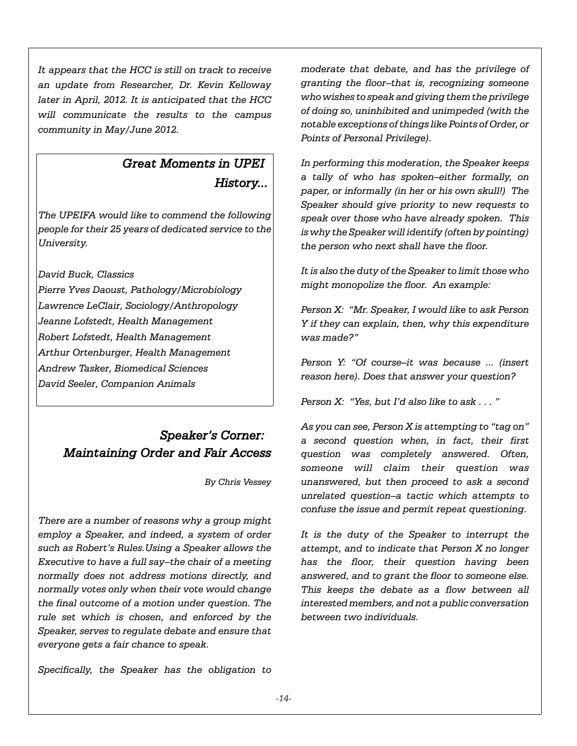*It appears that the HCC is still on track to receive an update from Researcher, Dr. Kevin Kelloway later in April, 2012. It is anticipated that the HCC will communicate the results to the campus community in May/June 2012.*

## *Great Moments in UPEI History...*

*The UPEIFA would like to commend the following people for their 25 years of dedicated service to the University.*

*David Buck, Classics*
*Pierre Yves Daoust, Pathology/Microbiology*
*Lawrence LeClair, Sociology/Anthropology*
*Jeanne Lofstedt, Health Management*
*Robert Lofstedt, Health Management*
*Arthur Ortenburger, Health Management*
*Andrew Tasker, Biomedical Sciences*
*David Seeler, Companion Animals*

## *Speaker's Corner: Maintaining Order and Fair Access*

*By Chris Vessey*

*There are a number of reasons why a group might employ a Speaker, and indeed, a system of order such as Robert's Rules.Using a Speaker allows the Executive to have a full say–the chair of a meeting normally does not address motions directly, and normally votes only when their vote would change the final outcome of a motion under question. The rule set which is chosen, and enforced by the Speaker, serves to regulate debate and ensure that everyone gets a fair chance to speak.*

*Specifically, the Speaker has the obligation to moderate that debate, and has the privilege of granting the floor–that is, recognizing someone who wishes to speak and giving them the privilege of doing so, uninhibited and unimpeded (with the notable exceptions of things like Points of Order, or Points of Personal Privilege).*

*In performing this moderation, the Speaker keeps a tally of who has spoken–either formally, on paper, or informally (in her or his own skull!) The Speaker should give priority to new requests to speak over those who have already spoken. This is why the Speaker will identify (often by pointing) the person who next shall have the floor.*

*It is also the duty of the Speaker to limit those who might monopolize the floor. An example:*

*Person X: "Mr. Speaker, I would like to ask Person Y if they can explain, then, why this expenditure was made?"*

*Person Y: "Of course–it was because ... (insert reason here). Does that answer your question?*

*Person X: "Yes, but I'd also like to ask . . . "*

*As you can see, Person X is attempting to "tag on" a second question when, in fact, their first question was completely answered. Often, someone will claim their question was unanswered, but then proceed to ask a second unrelated question–a tactic which attempts to confuse the issue and permit repeat questioning.*

*It is the duty of the Speaker to interrupt the attempt, and to indicate that Person X no longer has the floor, their question having been answered, and to grant the floor to someone else. This keeps the debate as a flow between all interested members, and not a public conversation between two individuals.*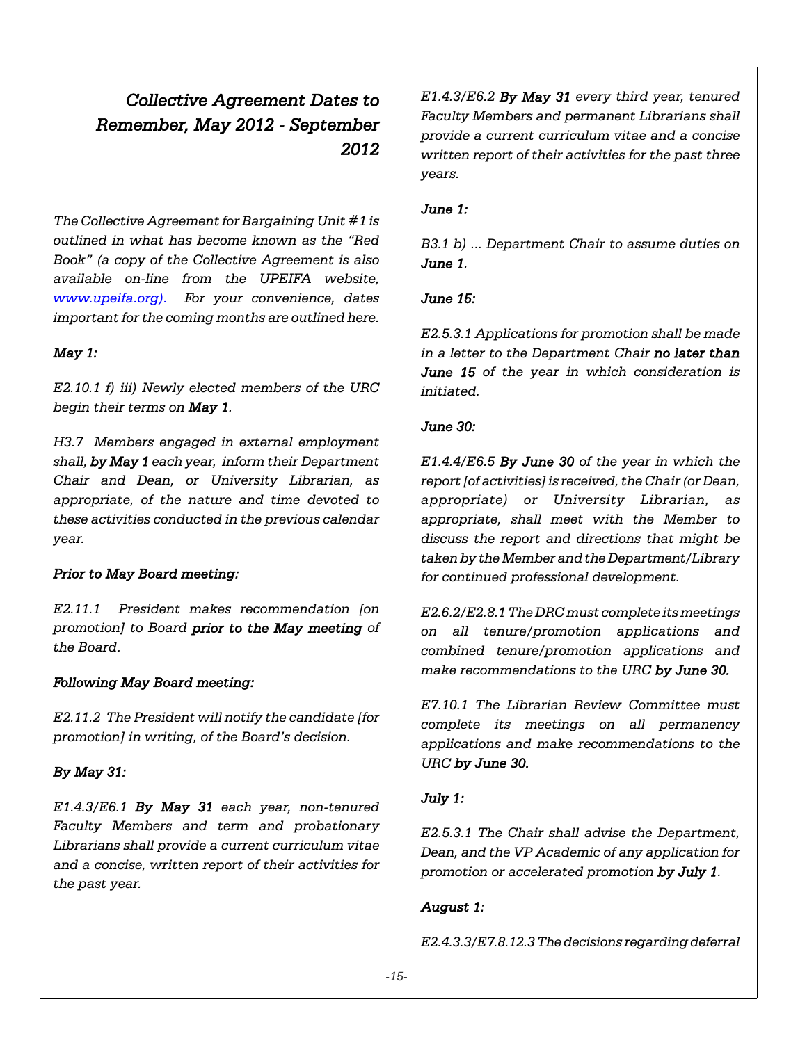## *Collective Agreement Dates to Remember, May 2012 - September 2012*

*The Collective Agreement for Bargaining Unit #1 is outlined in what has become known as the "Red Book" (a copy of the Collective Agreement is also available on-line from the UPEIFA website, [www.upeifa.org](http://www.upeifa.org)). For your convenience, dates important for the coming months are outlined here.*

***May 1:***

*E2.10.1 f) iii) Newly elected members of the URC begin their terms on **May 1**.*

*H3.7 Members engaged in external employment shall, **by May 1** each year, inform their Department Chair and Dean, or University Librarian, as appropriate, of the nature and time devoted to these activities conducted in the previous calendar year.*

***Prior to May Board meeting:***

*E2.11.1 President makes recommendation [on promotion] to Board **prior to the May meeting** of the Board.*

***Following May Board meeting:***

*E2.11.2 The President will notify the candidate [for promotion] in writing, of the Board's decision.*

***By May 31:***

*E1.4.3/E6.1 **By May 31** each year, non-tenured Faculty Members and term and probationary Librarians shall provide a current curriculum vitae and a concise, written report of their activities for the past year.*

*E1.4.3/E6.2 **By May 31** every third year, tenured Faculty Members and permanent Librarians shall provide a current curriculum vitae and a concise written report of their activities for the past three years.*

***June 1:***

*B3.1 b) ... Department Chair to assume duties on **June 1**.*

***June 15:***

*E2.5.3.1 Applications for promotion shall be made in a letter to the Department Chair **no later than June 15** of the year in which consideration is initiated.*

***June 30:***

*E1.4.4/E6.5 **By June 30** of the year in which the report [of activities] is received, the Chair (or Dean, appropriate) or University Librarian, as appropriate, shall meet with the Member to discuss the report and directions that might be taken by the Member and the Department/Library for continued professional development.*

*E2.6.2/E2.8.1 The DRC must complete its meetings on all tenure/promotion applications and combined tenure/promotion applications and make recommendations to the URC **by June 30.***

*E7.10.1 The Librarian Review Committee must complete its meetings on all permanency applications and make recommendations to the URC **by June 30.***

***July 1:***

*E2.5.3.1 The Chair shall advise the Department, Dean, and the VP Academic of any application for promotion or accelerated promotion **by July 1**.*

***August 1:***

*E2.4.3.3/E7.8.12.3 The decisions regarding deferral*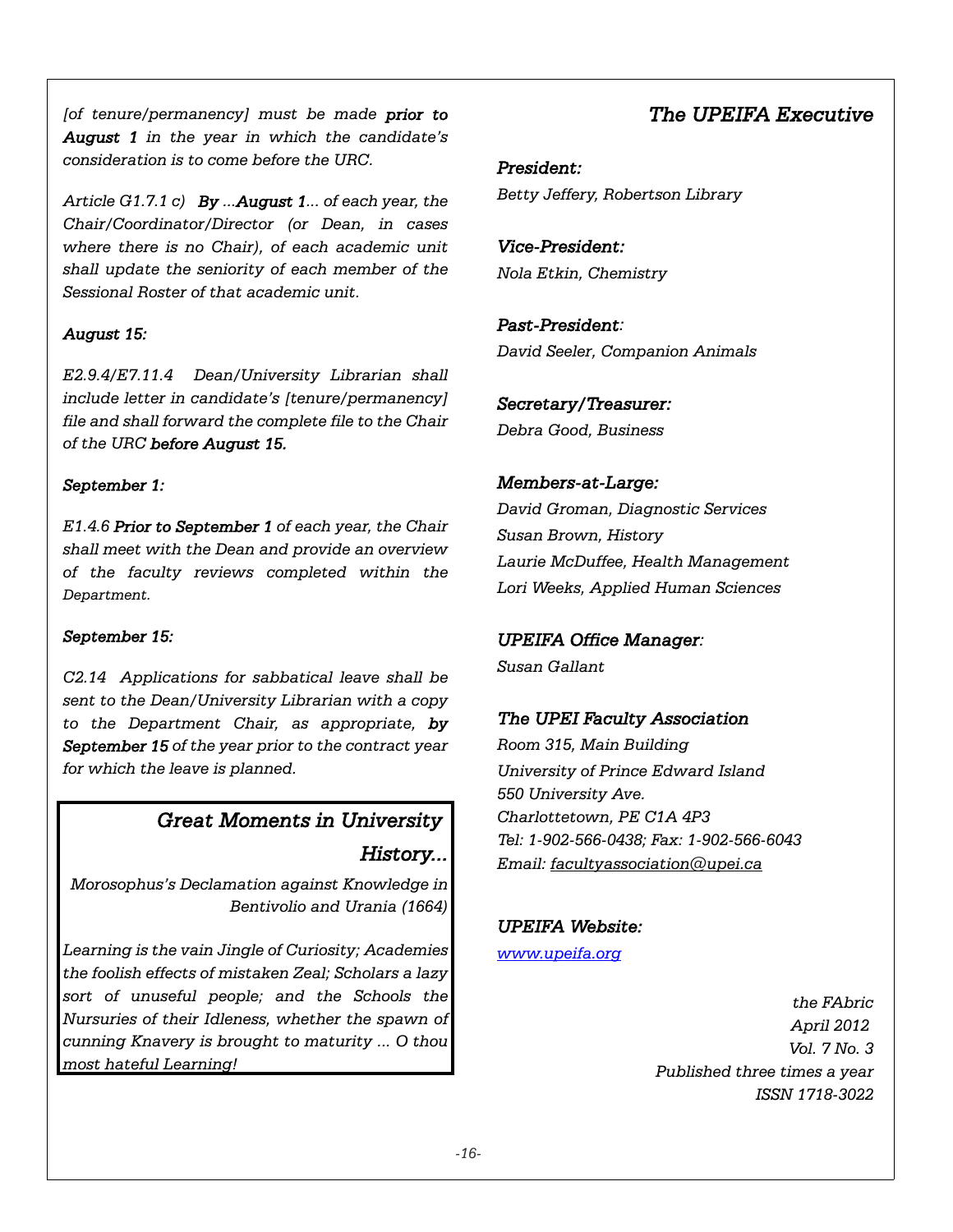*[of tenure/permanency] must be made **prior to August 1** in the year in which the candidate's consideration is to come before the URC.*

*Article G1.7.1 c) **By ...August 1**... of each year, the Chair/Coordinator/Director (or Dean, in cases where there is no Chair), of each academic unit shall update the seniority of each member of the Sessional Roster of that academic unit.*

***August 15:***

*E2.9.4/E7.11.4 Dean/University Librarian shall include letter in candidate's [tenure/permanency] file and shall forward the complete file to the Chair of the URC **before August 15.***

***September 1:***

*E1.4.6 **Prior to September 1** of each year, the Chair shall meet with the Dean and provide an overview of the faculty reviews completed within the Department.*

***September 15:***

*C2.14 Applications for sabbatical leave shall be sent to the Dean/University Librarian with a copy to the Department Chair, as appropriate, **by September 15** of the year prior to the contract year for which the leave is planned.*

## *Great Moments in University History...*

*Morosophus's Declamation against Knowledge in Bentivolio and Urania (1664)*

*Learning is the vain Jingle of Curiosity; Academies the foolish effects of mistaken Zeal; Scholars a lazy sort of unuseful people; and the Schools the Nursuries of their Idleness, whether the spawn of cunning Knavery is brought to maturity ... O thou most hateful Learning!*

## *The UPEIFA Executive*

***President:***
*Betty Jeffery, Robertson Library*

***Vice-President:***
*Nola Etkin, Chemistry*

***Past-President:***
*David Seeler, Companion Animals*

***Secretary/Treasurer:***
*Debra Good, Business*

***Members-at-Large:***
*David Groman, Diagnostic Services*
*Susan Brown, History*
*Laurie McDuffee, Health Management*
*Lori Weeks, Applied Human Sciences*

***UPEIFA Office Manager:***
*Susan Gallant*

***The UPEI Faculty Association***
*Room 315, Main Building*
*University of Prince Edward Island*
*550 University Ave.*
*Charlottetown, PE C1A 4P3*
*Tel: 1-902-566-0438; Fax: 1-902-566-6043*
*Email: facultyassociation@upei.ca*

***UPEIFA Website:***
*www.upeifa.org*

*the FAbric*
*April 2012*
*Vol. 7 No. 3*
*Published three times a year*
*ISSN 1718-3022*